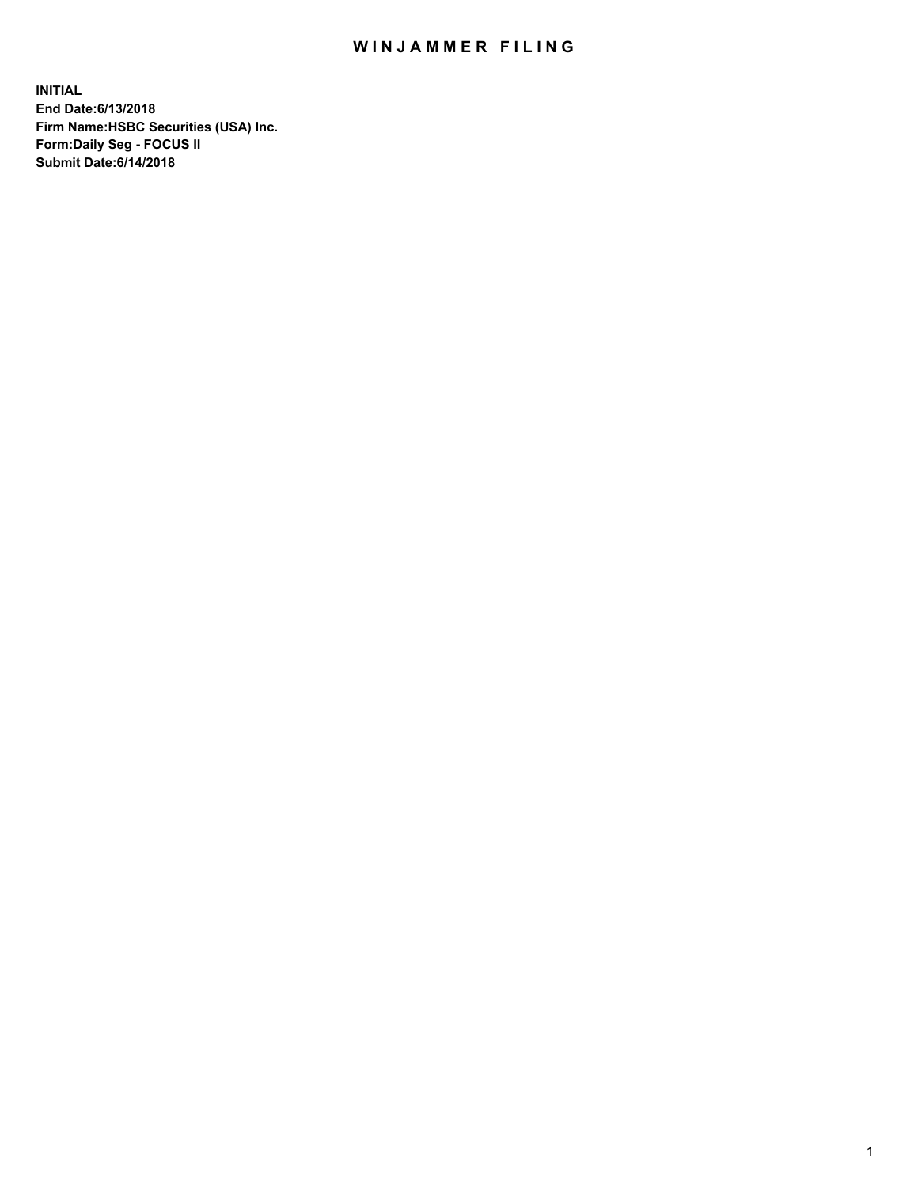# WINJAMMER FILING

**INITIAL**
**End Date:6/13/2018**
**Firm Name:HSBC Securities (USA) Inc.**
**Form:Daily Seg - FOCUS II**
**Submit Date:6/14/2018**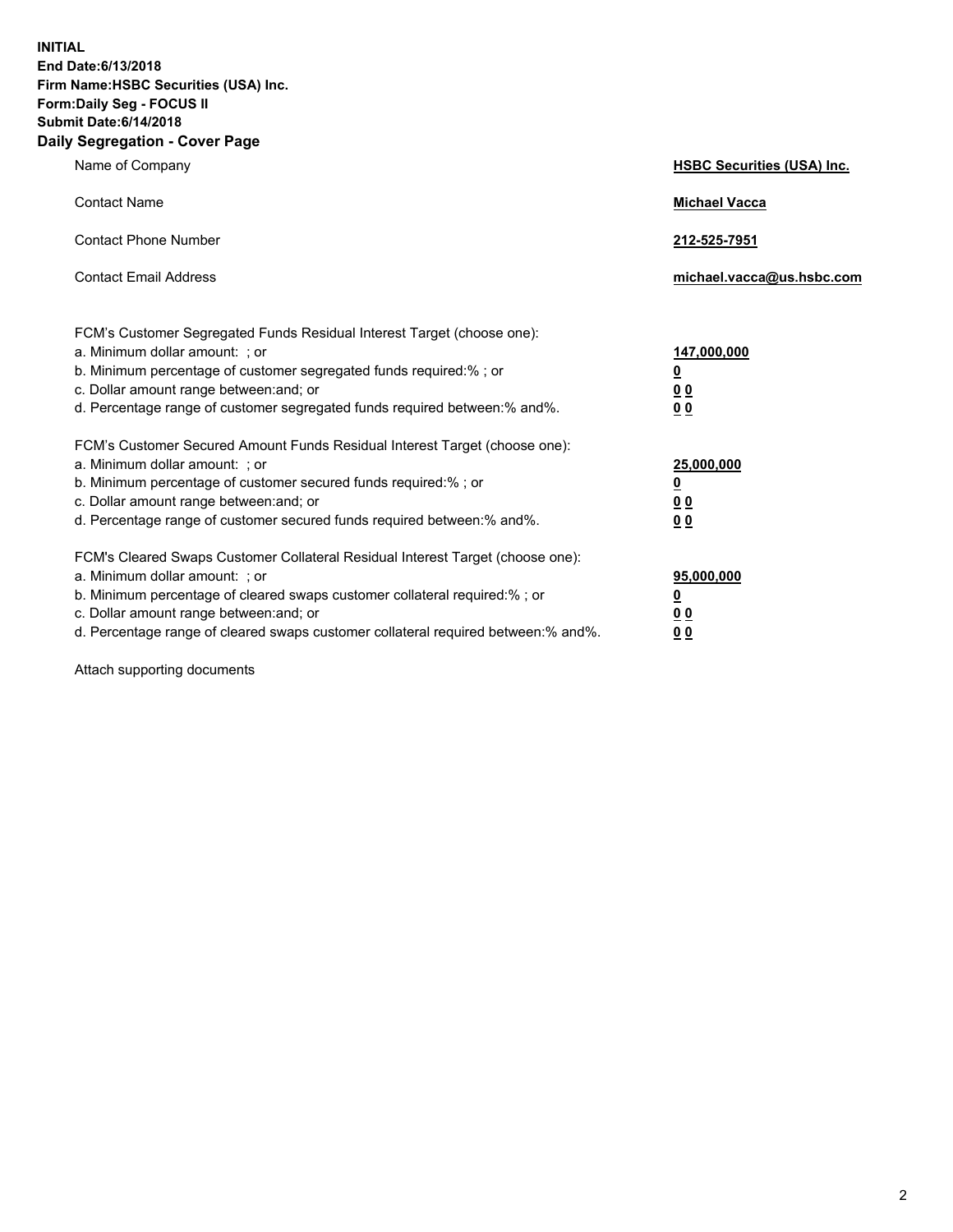**INITIAL**
**End Date:6/13/2018**
**Firm Name:HSBC Securities (USA) Inc.**
**Form:Daily Seg - FOCUS II**
**Submit Date:6/14/2018**

## Daily Segregation - Cover Page

| | |
|---|---|
| Name of Company | **HSBC Securities (USA) Inc.** |
| Contact Name | **Michael Vacca** |
| Contact Phone Number | **212-525-7951** |
| Contact Email Address | **michael.vacca@us.hsbc.com** |

| | |
|---|---|
| FCM's Customer Segregated Funds Residual Interest Target (choose one): | |
| a. Minimum dollar amount: ; or | **147,000,000** |
| b. Minimum percentage of customer segregated funds required:% ; or | **0** |
| c. Dollar amount range between:and; or | **0 0** |
| d. Percentage range of customer segregated funds required between:% and%. | **0 0** |
| FCM's Customer Secured Amount Funds Residual Interest Target (choose one): | |
| a. Minimum dollar amount: ; or | **25,000,000** |
| b. Minimum percentage of customer secured funds required:% ; or | **0** |
| c. Dollar amount range between:and; or | **0 0** |
| d. Percentage range of customer secured funds required between:% and%. | **0 0** |
| FCM's Cleared Swaps Customer Collateral Residual Interest Target (choose one): | |
| a. Minimum dollar amount: ; or | **95,000,000** |
| b. Minimum percentage of cleared swaps customer collateral required:% ; or | **0** |
| c. Dollar amount range between:and; or | **0 0** |
| d. Percentage range of cleared swaps customer collateral required between:% and%. | **0 0** |

Attach supporting documents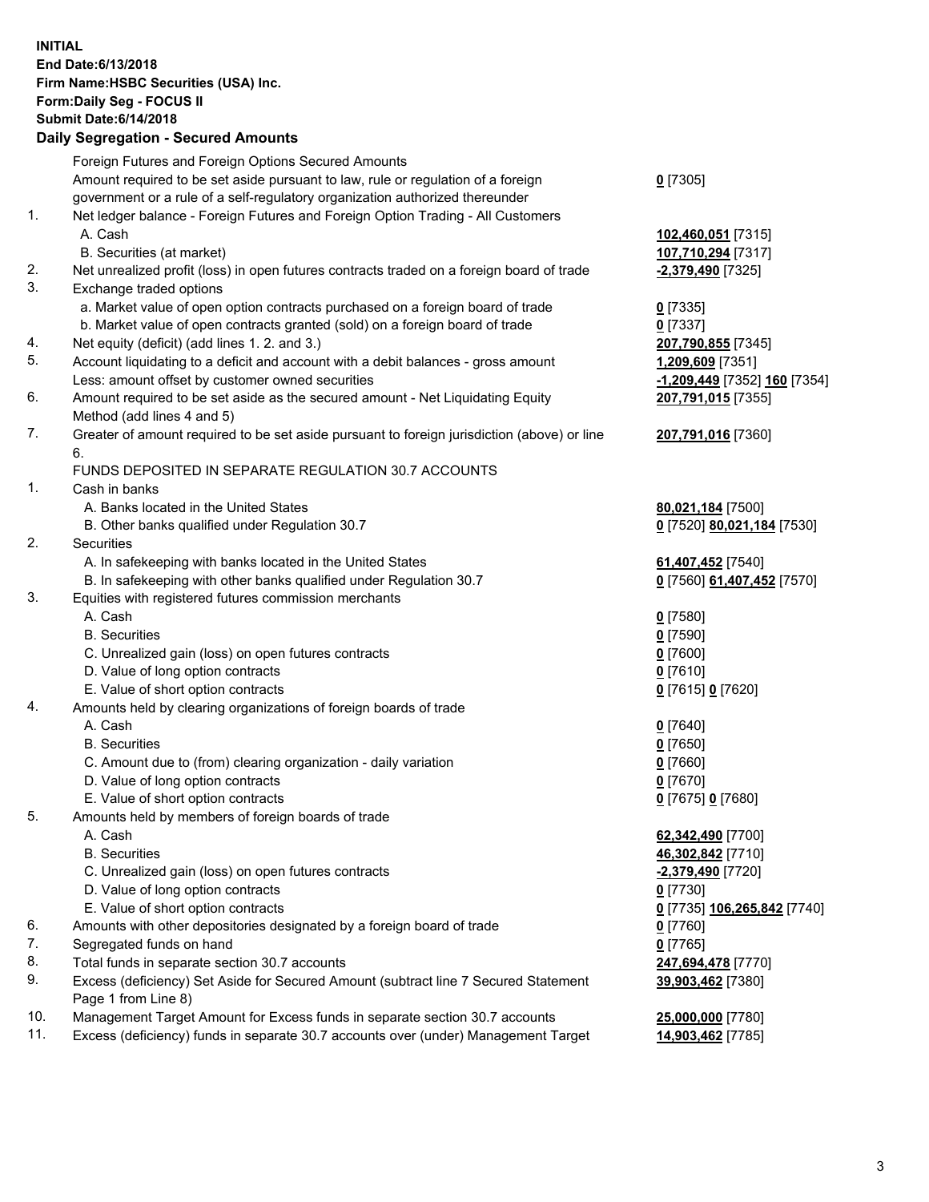**INITIAL**
**End Date:6/13/2018**
**Firm Name:HSBC Securities (USA) Inc.**
**Form:Daily Seg - FOCUS II**
**Submit Date:6/14/2018**
**Daily Segregation - Secured Amounts**

| | | |
|---|---|---|
| | Foreign Futures and Foreign Options Secured Amounts | |
| | Amount required to be set aside pursuant to law, rule or regulation of a foreign government or a rule of a self-regulatory organization authorized thereunder | **0** [7305] |
| 1. | Net ledger balance - Foreign Futures and Foreign Option Trading - All Customers | |
| | A. Cash | **102,460,051** [7315] |
| | B. Securities (at market) | **107,710,294** [7317] |
| 2. | Net unrealized profit (loss) in open futures contracts traded on a foreign board of trade | **-2,379,490** [7325] |
| 3. | Exchange traded options | |
| | a. Market value of open option contracts purchased on a foreign board of trade | **0** [7335] |
| | b. Market value of open contracts granted (sold) on a foreign board of trade | **0** [7337] |
| 4. | Net equity (deficit) (add lines 1. 2. and 3.) | **207,790,855** [7345] |
| 5. | Account liquidating to a deficit and account with a debit balances - gross amount | **1,209,609** [7351] |
| | Less: amount offset by customer owned securities | **-1,209,449** [7352] **160** [7354] |
| 6. | Amount required to be set aside as the secured amount - Net Liquidating Equity Method (add lines 4 and 5) | **207,791,015** [7355] |
| 7. | Greater of amount required to be set aside pursuant to foreign jurisdiction (above) or line 6. | **207,791,016** [7360] |
| | FUNDS DEPOSITED IN SEPARATE REGULATION 30.7 ACCOUNTS | |
| 1. | Cash in banks | |
| | A. Banks located in the United States | **80,021,184** [7500] |
| | B. Other banks qualified under Regulation 30.7 | **0** [7520] **80,021,184** [7530] |
| 2. | Securities | |
| | A. In safekeeping with banks located in the United States | **61,407,452** [7540] |
| | B. In safekeeping with other banks qualified under Regulation 30.7 | **0** [7560] **61,407,452** [7570] |
| 3. | Equities with registered futures commission merchants | |
| | A. Cash | **0** [7580] |
| | B. Securities | **0** [7590] |
| | C. Unrealized gain (loss) on open futures contracts | **0** [7600] |
| | D. Value of long option contracts | **0** [7610] |
| | E. Value of short option contracts | **0** [7615] **0** [7620] |
| 4. | Amounts held by clearing organizations of foreign boards of trade | |
| | A. Cash | **0** [7640] |
| | B. Securities | **0** [7650] |
| | C. Amount due to (from) clearing organization - daily variation | **0** [7660] |
| | D. Value of long option contracts | **0** [7670] |
| | E. Value of short option contracts | **0** [7675] **0** [7680] |
| 5. | Amounts held by members of foreign boards of trade | |
| | A. Cash | **62,342,490** [7700] |
| | B. Securities | **46,302,842** [7710] |
| | C. Unrealized gain (loss) on open futures contracts | **-2,379,490** [7720] |
| | D. Value of long option contracts | **0** [7730] |
| | E. Value of short option contracts | **0** [7735] **106,265,842** [7740] |
| 6. | Amounts with other depositories designated by a foreign board of trade | **0** [7760] |
| 7. | Segregated funds on hand | **0** [7765] |
| 8. | Total funds in separate section 30.7 accounts | **247,694,478** [7770] |
| 9. | Excess (deficiency) Set Aside for Secured Amount (subtract line 7 Secured Statement Page 1 from Line 8) | **39,903,462** [7380] |
| 10. | Management Target Amount for Excess funds in separate section 30.7 accounts | **25,000,000** [7780] |
| 11. | Excess (deficiency) funds in separate 30.7 accounts over (under) Management Target | **14,903,462** [7785] |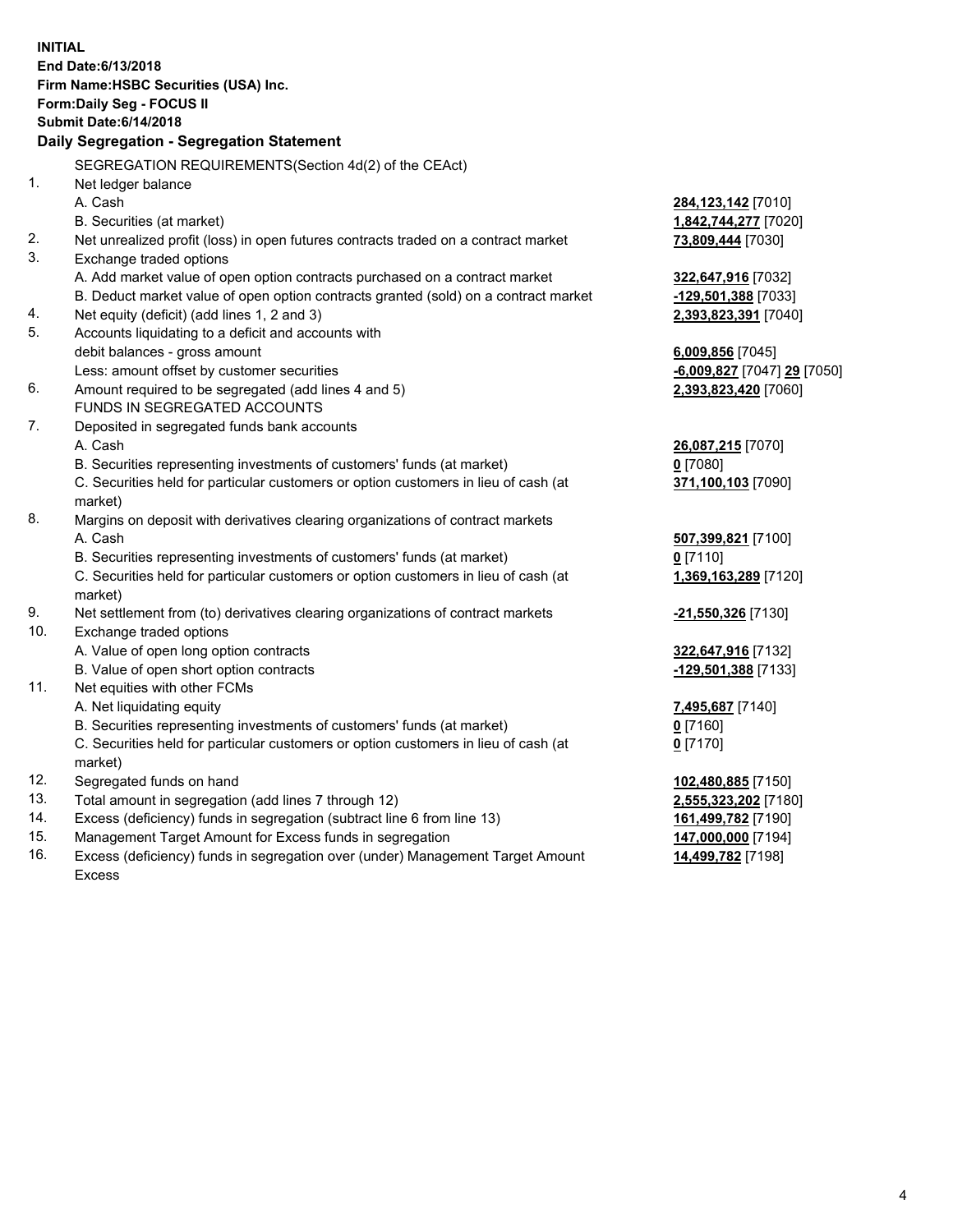**INITIAL**
**End Date:6/13/2018**
**Firm Name:HSBC Securities (USA) Inc.**
**Form:Daily Seg - FOCUS II**
**Submit Date:6/14/2018**

## Daily Segregation - Segregation Statement

SEGREGATION REQUIREMENTS(Section 4d(2) of the CEAct)

| | | |
|---|---|---|
| 1. | Net ledger balance | |
| | A. Cash | **284,123,142** [7010] |
| | B. Securities (at market) | **1,842,744,277** [7020] |
| 2. | Net unrealized profit (loss) in open futures contracts traded on a contract market | **73,809,444** [7030] |
| 3. | Exchange traded options | |
| | A. Add market value of open option contracts purchased on a contract market | **322,647,916** [7032] |
| | B. Deduct market value of open option contracts granted (sold) on a contract market | **-129,501,388** [7033] |
| 4. | Net equity (deficit) (add lines 1, 2 and 3) | **2,393,823,391** [7040] |
| 5. | Accounts liquidating to a deficit and accounts with debit balances - gross amount | **6,009,856** [7045] |
| | Less: amount offset by customer securities | **-6,009,827** [7047] **29** [7050] |
| 6. | Amount required to be segregated (add lines 4 and 5) | **2,393,823,420** [7060] |
| | FUNDS IN SEGREGATED ACCOUNTS | |
| 7. | Deposited in segregated funds bank accounts | |
| | A. Cash | **26,087,215** [7070] |
| | B. Securities representing investments of customers' funds (at market) | **0** [7080] |
| | C. Securities held for particular customers or option customers in lieu of cash (at market) | **371,100,103** [7090] |
| 8. | Margins on deposit with derivatives clearing organizations of contract markets | |
| | A. Cash | **507,399,821** [7100] |
| | B. Securities representing investments of customers' funds (at market) | **0** [7110] |
| | C. Securities held for particular customers or option customers in lieu of cash (at market) | **1,369,163,289** [7120] |
| 9. | Net settlement from (to) derivatives clearing organizations of contract markets | **-21,550,326** [7130] |
| 10. | Exchange traded options | |
| | A. Value of open long option contracts | **322,647,916** [7132] |
| | B. Value of open short option contracts | **-129,501,388** [7133] |
| 11. | Net equities with other FCMs | |
| | A. Net liquidating equity | **7,495,687** [7140] |
| | B. Securities representing investments of customers' funds (at market) | **0** [7160] |
| | C. Securities held for particular customers or option customers in lieu of cash (at market) | **0** [7170] |
| 12. | Segregated funds on hand | **102,480,885** [7150] |
| 13. | Total amount in segregation (add lines 7 through 12) | **2,555,323,202** [7180] |
| 14. | Excess (deficiency) funds in segregation (subtract line 6 from line 13) | **161,499,782** [7190] |
| 15. | Management Target Amount for Excess funds in segregation | **147,000,000** [7194] |
| 16. | Excess (deficiency) funds in segregation over (under) Management Target Amount Excess | **14,499,782** [7198] |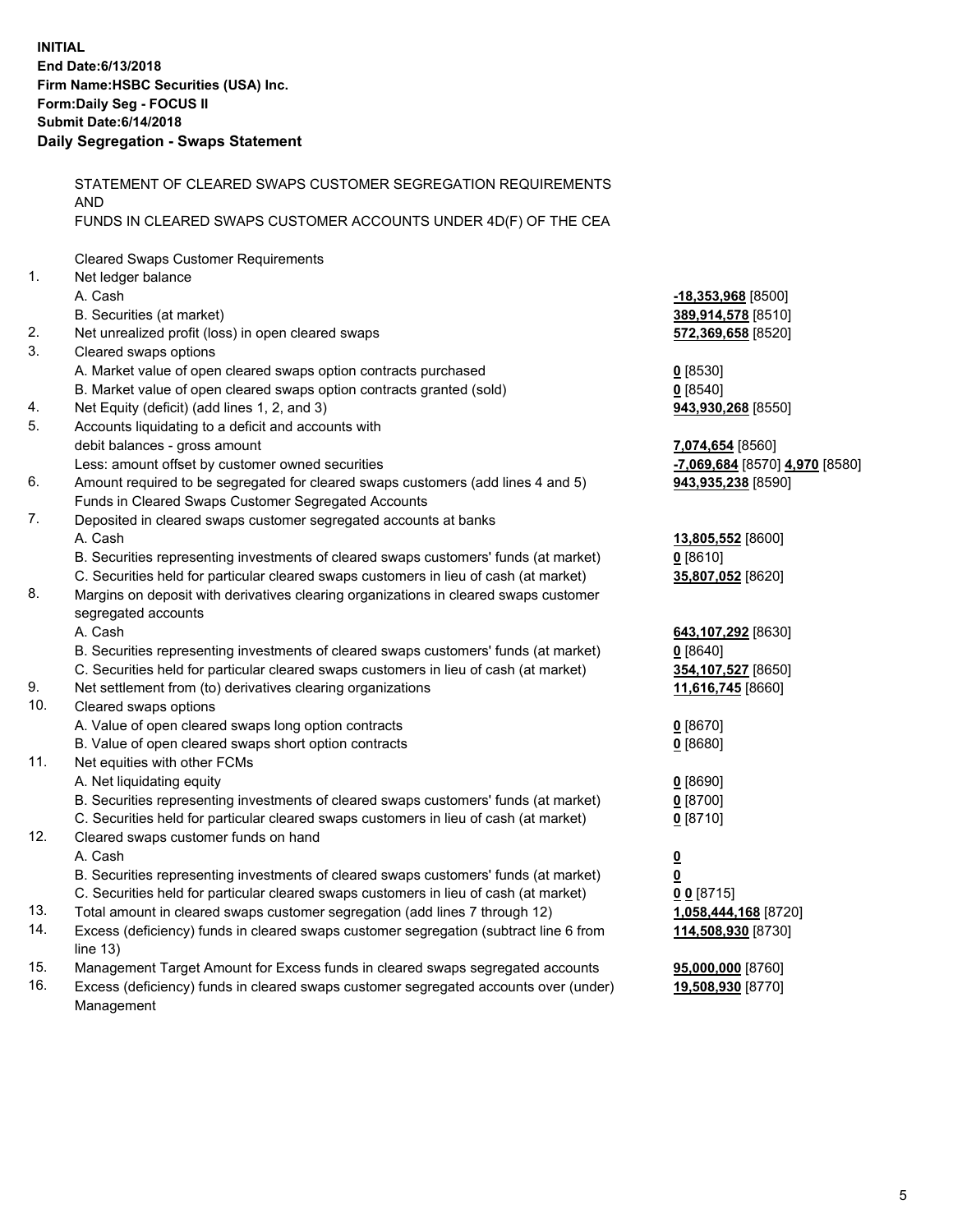**INITIAL**
**End Date:6/13/2018**
**Firm Name:HSBC Securities (USA) Inc.**
**Form:Daily Seg - FOCUS II**
**Submit Date:6/14/2018**
**Daily Segregation - Swaps Statement**

STATEMENT OF CLEARED SWAPS CUSTOMER SEGREGATION REQUIREMENTS AND FUNDS IN CLEARED SWAPS CUSTOMER ACCOUNTS UNDER 4D(F) OF THE CEA

| | | |
|---|---|---|
| | Cleared Swaps Customer Requirements | |
| 1. | Net ledger balance | |
| | A. Cash | **-18,353,968** [8500] |
| | B. Securities (at market) | **389,914,578** [8510] |
| 2. | Net unrealized profit (loss) in open cleared swaps | **572,369,658** [8520] |
| 3. | Cleared swaps options | |
| | A. Market value of open cleared swaps option contracts purchased | **0** [8530] |
| | B. Market value of open cleared swaps option contracts granted (sold) | **0** [8540] |
| 4. | Net Equity (deficit) (add lines 1, 2, and 3) | **943,930,268** [8550] |
| 5. | Accounts liquidating to a deficit and accounts with | |
| | debit balances - gross amount | **7,074,654** [8560] |
| | Less: amount offset by customer owned securities | **-7,069,684** [8570] **4,970** [8580] |
| 6. | Amount required to be segregated for cleared swaps customers (add lines 4 and 5) | **943,935,238** [8590] |
| | Funds in Cleared Swaps Customer Segregated Accounts | |
| 7. | Deposited in cleared swaps customer segregated accounts at banks | |
| | A. Cash | **13,805,552** [8600] |
| | B. Securities representing investments of cleared swaps customers' funds (at market) | **0** [8610] |
| | C. Securities held for particular cleared swaps customers in lieu of cash (at market) | **35,807,052** [8620] |
| 8. | Margins on deposit with derivatives clearing organizations in cleared swaps customer segregated accounts | |
| | A. Cash | **643,107,292** [8630] |
| | B. Securities representing investments of cleared swaps customers' funds (at market) | **0** [8640] |
| | C. Securities held for particular cleared swaps customers in lieu of cash (at market) | **354,107,527** [8650] |
| 9. | Net settlement from (to) derivatives clearing organizations | **11,616,745** [8660] |
| 10. | Cleared swaps options | |
| | A. Value of open cleared swaps long option contracts | **0** [8670] |
| | B. Value of open cleared swaps short option contracts | **0** [8680] |
| 11. | Net equities with other FCMs | |
| | A. Net liquidating equity | **0** [8690] |
| | B. Securities representing investments of cleared swaps customers' funds (at market) | **0** [8700] |
| | C. Securities held for particular cleared swaps customers in lieu of cash (at market) | **0** [8710] |
| 12. | Cleared swaps customer funds on hand | |
| | A. Cash | **0** |
| | B. Securities representing investments of cleared swaps customers' funds (at market) | **0** |
| | C. Securities held for particular cleared swaps customers in lieu of cash (at market) | **0** **0** [8715] |
| 13. | Total amount in cleared swaps customer segregation (add lines 7 through 12) | **1,058,444,168** [8720] |
| 14. | Excess (deficiency) funds in cleared swaps customer segregation (subtract line 6 from line 13) | **114,508,930** [8730] |
| 15. | Management Target Amount for Excess funds in cleared swaps segregated accounts | **95,000,000** [8760] |
| 16. | Excess (deficiency) funds in cleared swaps customer segregated accounts over (under) Management | **19,508,930** [8770] |